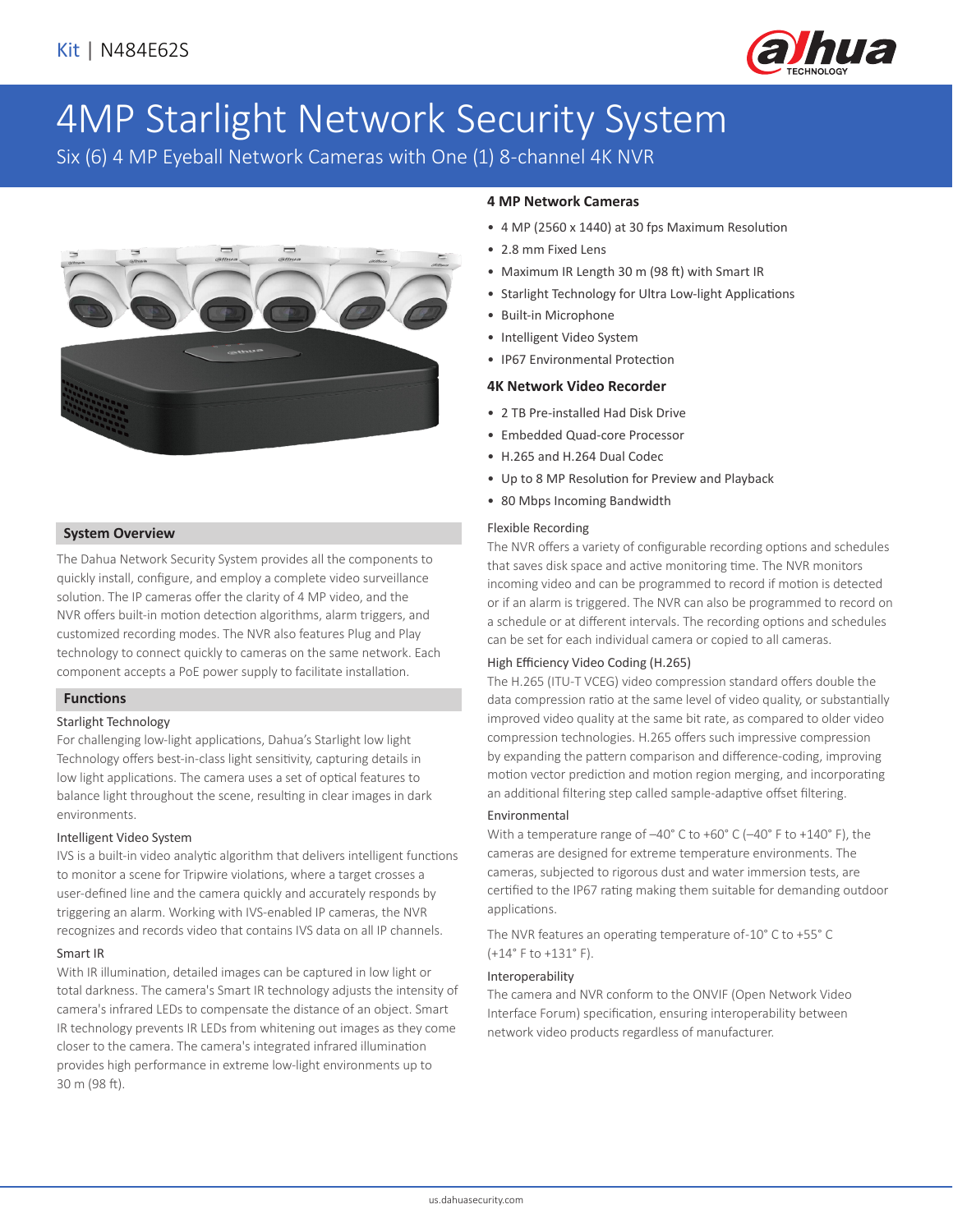Kit | N484E62S

# 4MP Starlight Network Security System

Six (6) 4 MP Eyeball Network Cameras with One (1) 8-channel 4K NVR

### 4 MP Network Cameras

- 4 MP (2560 x 1440) at 30 fps Maximum Resolution
- 2.8 mm Fixed Lens
- Maximum IR Length 30 m (98 ft) with Smart IR
- Starlight Technology for Ultra Low-light Applications
- Built-in Microphone
- Intelligent Video System
- IP67 Environmental Protection

### 4K Network Video Recorder

- 2 TB Pre-installed Had Disk Drive
- Embedded Quad-core Processor
- H.265 and H.264 Dual Codec
- Up to 8 MP Resolution for Preview and Playback
- 80 Mbps Incoming Bandwidth

## System Overview

The Dahua Network Security System provides all the components to quickly install, configure, and employ a complete video surveillance solution. The IP cameras offer the clarity of 4 MP video, and the NVR offers built-in motion detection algorithms, alarm triggers, and customized recording modes. The NVR also features Plug and Play technology to connect quickly to cameras on the same network. Each component accepts a PoE power supply to facilitate installation.

## Functions

### Starlight Technology

For challenging low-light applications, Dahua's Starlight low light Technology offers best-in-class light sensitivity, capturing details in low light applications. The camera uses a set of optical features to balance light throughout the scene, resulting in clear images in dark environments.

### Intelligent Video System

IVS is a built-in video analytic algorithm that delivers intelligent functions to monitor a scene for Tripwire violations, where a target crosses a user-defined line and the camera quickly and accurately responds by triggering an alarm. Working with IVS-enabled IP cameras, the NVR recognizes and records video that contains IVS data on all IP channels.

### Smart IR

With IR illumination, detailed images can be captured in low light or total darkness. The camera's Smart IR technology adjusts the intensity of camera's infrared LEDs to compensate the distance of an object. Smart IR technology prevents IR LEDs from whitening out images as they come closer to the camera. The camera's integrated infrared illumination provides high performance in extreme low-light environments up to 30 m (98 ft).

### Flexible Recording

The NVR offers a variety of configurable recording options and schedules that saves disk space and active monitoring time. The NVR monitors incoming video and can be programmed to record if motion is detected or if an alarm is triggered. The NVR can also be programmed to record on a schedule or at different intervals. The recording options and schedules can be set for each individual camera or copied to all cameras.

### High Efficiency Video Coding (H.265)

The H.265 (ITU-T VCEG) video compression standard offers double the data compression ratio at the same level of video quality, or substantially improved video quality at the same bit rate, as compared to older video compression technologies. H.265 offers such impressive compression by expanding the pattern comparison and difference-coding, improving motion vector prediction and motion region merging, and incorporating an additional filtering step called sample-adaptive offset filtering.

### Environmental

With a temperature range of –40° C to +60° C (–40° F to +140° F), the cameras are designed for extreme temperature environments. The cameras, subjected to rigorous dust and water immersion tests, are certified to the IP67 rating making them suitable for demanding outdoor applications.

The NVR features an operating temperature of-10° C to +55° C (+14° F to +131° F).

### Interoperability

The camera and NVR conform to the ONVIF (Open Network Video Interface Forum) specification, ensuring interoperability between network video products regardless of manufacturer.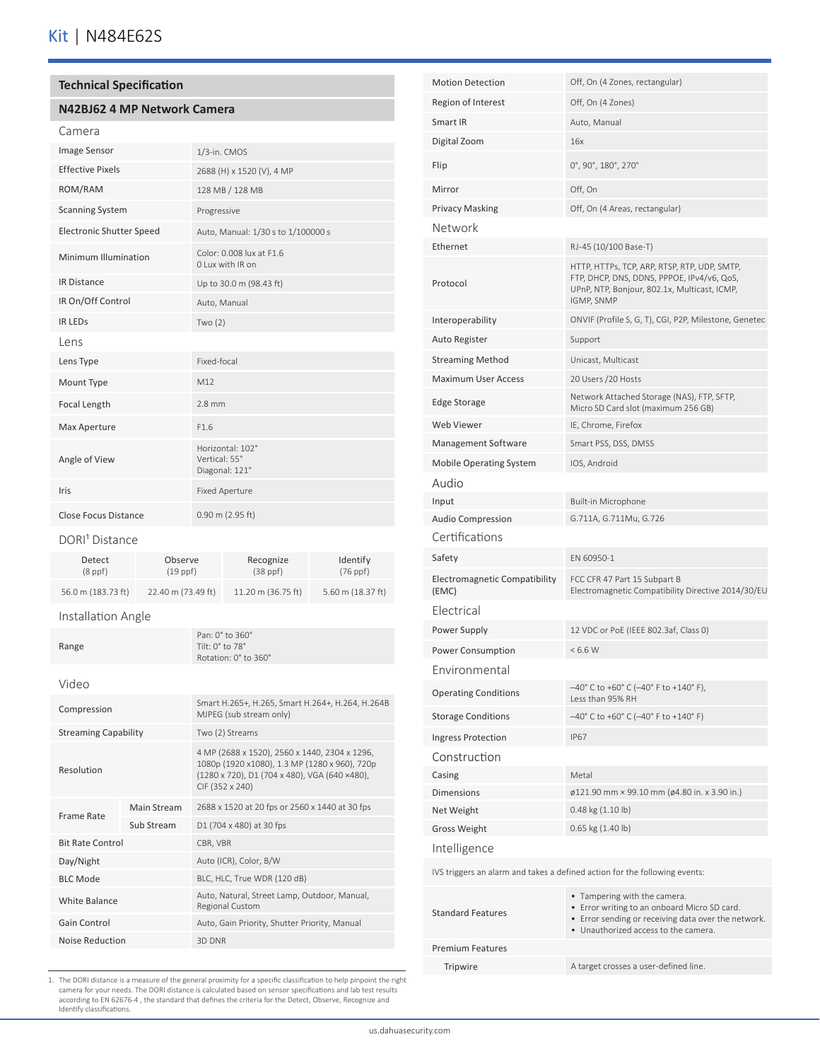# Kit | N484E62S

## Technical Specification

### N42BJ62 4 MP Network Camera

#### Camera

| | |
|---|---|
| Image Sensor | 1/3-in. CMOS |
| Effective Pixels | 2688 (H) x 1520 (V), 4 MP |
| ROM/RAM | 128 MB / 128 MB |
| Scanning System | Progressive |
| Electronic Shutter Speed | Auto, Manual: 1/30 s to 1/100000 s |
| Minimum Illumination | Color: 0.008 lux at F1.6<br>0 Lux with IR on |
| IR Distance | Up to 30.0 m (98.43 ft) |
| IR On/Off Control | Auto, Manual |
| IR LEDs | Two (2) |

#### Lens

| | |
|---|---|
| Lens Type | Fixed-focal |
| Mount Type | M12 |
| Focal Length | 2.8 mm |
| Max Aperture | F1.6 |
| Angle of View | Horizontal: 102°<br>Vertical: 55°<br>Diagonal: 121° |
| Iris | Fixed Aperture |
| Close Focus Distance | 0.90 m (2.95 ft) |

#### DORI[1] Distance

| Detect (8 ppf) | Observe (19 ppf) | Recognize (38 ppf) | Identify (76 ppf) |
|---|---|---|---|
| 56.0 m (183.73 ft) | 22.40 m (73.49 ft) | 11.20 m (36.75 ft) | 5.60 m (18.37 ft) |

#### Installation Angle

| | |
|---|---|
| Range | Pan: 0° to 360°<br>Tilt: 0° to 78°<br>Rotation: 0° to 360° |

#### Video

| | | |
|---|---|---|
| Compression | | Smart H.265+, H.265, Smart H.264+, H.264, H.264B MJPEG (sub stream only) |
| Streaming Capability | | Two (2) Streams |
| Resolution | | 4 MP (2688 x 1520), 2560 x 1440, 2304 x 1296, 1080p (1920 x1080), 1.3 MP (1280 x 960), 720p (1280 x 720), D1 (704 x 480), VGA (640 ×480), CIF (352 x 240) |
| Frame Rate | Main Stream | 2688 x 1520 at 20 fps or 2560 x 1440 at 30 fps |
| | Sub Stream | D1 (704 x 480) at 30 fps |
| Bit Rate Control | | CBR, VBR |
| Day/Night | | Auto (ICR), Color, B/W |
| BLC Mode | | BLC, HLC, True WDR (120 dB) |
| White Balance | | Auto, Natural, Street Lamp, Outdoor, Manual, Regional Custom |
| Gain Control | | Auto, Gain Priority, Shutter Priority, Manual |
| Noise Reduction | | 3D DNR |
| Motion Detection | | Off, On (4 Zones, rectangular) |
| Region of Interest | | Off, On (4 Zones) |
| Smart IR | | Auto, Manual |
| Digital Zoom | | 16x |
| Flip | | 0°, 90°, 180°, 270° |
| Mirror | | Off, On |
| Privacy Masking | | Off, On (4 Areas, rectangular) |

#### Network

| | |
|---|---|
| Ethernet | RJ-45 (10/100 Base-T) |
| Protocol | HTTP, HTTPs, TCP, ARP, RTSP, RTP, UDP, SMTP, FTP, DHCP, DNS, DDNS, PPPOE, IPv4/v6, QoS, UPnP, NTP, Bonjour, 802.1x, Multicast, ICMP, IGMP, SNMP |
| Interoperability | ONVIF (Profile S, G, T), CGI, P2P, Milestone, Genetec |
| Auto Register | Support |
| Streaming Method | Unicast, Multicast |
| Maximum User Access | 20 Users /20 Hosts |
| Edge Storage | Network Attached Storage (NAS), FTP, SFTP, Micro SD Card slot (maximum 256 GB) |
| Web Viewer | IE, Chrome, Firefox |
| Management Software | Smart PSS, DSS, DMSS |
| Mobile Operating System | IOS, Android |

#### Audio

| | |
|---|---|
| Input | Built-in Microphone |
| Audio Compression | G.711A, G.711Mu, G.726 |

#### Certifications

| | |
|---|---|
| Safety | EN 60950-1 |
| Electromagnetic Compatibility (EMC) | FCC CFR 47 Part 15 Subpart B<br>Electromagnetic Compatibility Directive 2014/30/EU |

#### Electrical

| | |
|---|---|
| Power Supply | 12 VDC or PoE (IEEE 802.3af, Class 0) |
| Power Consumption | < 6.6 W |

#### Environmental

| | |
|---|---|
| Operating Conditions | –40° C to +60° C (–40° F to +140° F), Less than 95% RH |
| Storage Conditions | –40° C to +60° C (–40° F to +140° F) |
| Ingress Protection | IP67 |

#### Construction

| | |
|---|---|
| Casing | Metal |
| Dimensions | ø121.90 mm × 99.10 mm (ø4.80 in. x 3.90 in.) |
| Net Weight | 0.48 kg (1.10 lb) |
| Gross Weight | 0.65 kg (1.40 lb) |

#### Intelligence

IVS triggers an alarm and takes a defined action for the following events:

| | |
|---|---|
| Standard Features | • Tampering with the camera.<br>• Error writing to an onboard Micro SD card.<br>• Error sending or receiving data over the network.<br>• Unauthorized access to the camera. |
| Premium Features | |
| Tripwire | A target crosses a user-defined line. |

1. The DORI distance is a measure of the general proximity for a specific classification to help pinpoint the right camera for your needs. The DORI distance is calculated based on sensor specifications and lab test results according to EN 62676-4 , the standard that defines the criteria for the Detect, Observe, Recognize and Identify classifications.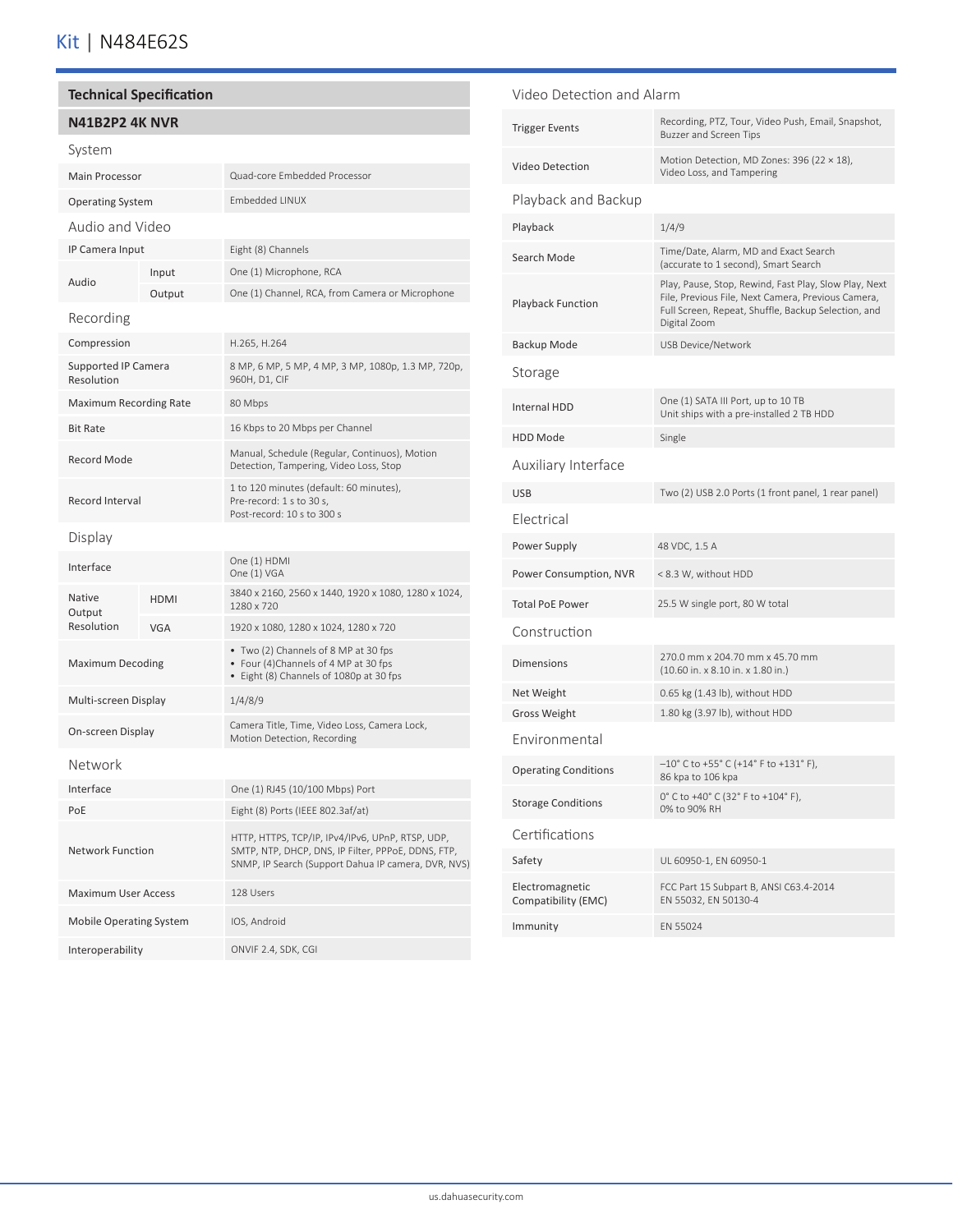# Kit | N484E62S

## Technical Specification

### N41B2P2 4K NVR

#### System

| | | |
|---|---|---|
| Main Processor | | Quad-core Embedded Processor |
| Operating System | | Embedded LINUX |

#### Audio and Video

| | | |
|---|---|---|
| IP Camera Input | | Eight (8) Channels |
| Audio | Input | One (1) Microphone, RCA |
| | Output | One (1) Channel, RCA, from Camera or Microphone |

#### Recording

| | |
|---|---|
| Compression | H.265, H.264 |
| Supported IP Camera Resolution | 8 MP, 6 MP, 5 MP, 4 MP, 3 MP, 1080p, 1.3 MP, 720p, 960H, D1, CIF |
| Maximum Recording Rate | 80 Mbps |
| Bit Rate | 16 Kbps to 20 Mbps per Channel |
| Record Mode | Manual, Schedule (Regular, Continuos), Motion Detection, Tampering, Video Loss, Stop |
| Record Interval | 1 to 120 minutes (default: 60 minutes), Pre-record: 1 s to 30 s, Post-record: 10 s to 300 s |

#### Display

| | | |
|---|---|---|
| Interface | | One (1) HDMI<br>One (1) VGA |
| Native Output Resolution | HDMI | 3840 x 2160, 2560 x 1440, 1920 x 1080, 1280 x 1024, 1280 x 720 |
| | VGA | 1920 x 1080, 1280 x 1024, 1280 x 720 |
| Maximum Decoding | | • Two (2) Channels of 8 MP at 30 fps<br>• Four (4)Channels of 4 MP at 30 fps<br>• Eight (8) Channels of 1080p at 30 fps |
| Multi-screen Display | | 1/4/8/9 |
| On-screen Display | | Camera Title, Time, Video Loss, Camera Lock, Motion Detection, Recording |

#### Network

| | |
|---|---|
| Interface | One (1) RJ45 (10/100 Mbps) Port |
| PoE | Eight (8) Ports (IEEE 802.3af/at) |
| Network Function | HTTP, HTTPS, TCP/IP, IPv4/IPv6, UPnP, RTSP, UDP, SMTP, NTP, DHCP, DNS, IP Filter, PPPoE, DDNS, FTP, SNMP, IP Search (Support Dahua IP camera, DVR, NVS) |
| Maximum User Access | 128 Users |
| Mobile Operating System | IOS, Android |
| Interoperability | ONVIF 2.4, SDK, CGI |

#### Video Detection and Alarm

| | |
|---|---|
| Trigger Events | Recording, PTZ, Tour, Video Push, Email, Snapshot, Buzzer and Screen Tips |
| Video Detection | Motion Detection, MD Zones: 396 (22 × 18), Video Loss, and Tampering |

#### Playback and Backup

| | |
|---|---|
| Playback | 1/4/9 |
| Search Mode | Time/Date, Alarm, MD and Exact Search (accurate to 1 second), Smart Search |
| Playback Function | Play, Pause, Stop, Rewind, Fast Play, Slow Play, Next File, Previous File, Next Camera, Previous Camera, Full Screen, Repeat, Shuffle, Backup Selection, and Digital Zoom |
| Backup Mode | USB Device/Network |

#### Storage

| | |
|---|---|
| Internal HDD | One (1) SATA III Port, up to 10 TB<br>Unit ships with a pre-installed 2 TB HDD |
| HDD Mode | Single |

#### Auxiliary Interface

| | |
|---|---|
| USB | Two (2) USB 2.0 Ports (1 front panel, 1 rear panel) |

#### Electrical

| | |
|---|---|
| Power Supply | 48 VDC, 1.5 A |
| Power Consumption, NVR | < 8.3 W, without HDD |
| Total PoE Power | 25.5 W single port, 80 W total |

#### Construction

| | |
|---|---|
| Dimensions | 270.0 mm x 204.70 mm x 45.70 mm (10.60 in. x 8.10 in. x 1.80 in.) |
| Net Weight | 0.65 kg (1.43 lb), without HDD |
| Gross Weight | 1.80 kg (3.97 lb), without HDD |

#### Environmental

| | |
|---|---|
| Operating Conditions | –10° C to +55° C (+14° F to +131° F), 86 kpa to 106 kpa |
| Storage Conditions | 0° C to +40° C (32° F to +104° F), 0% to 90% RH |

#### Certifications

| | |
|---|---|
| Safety | UL 60950-1, EN 60950-1 |
| Electromagnetic Compatibility (EMC) | FCC Part 15 Subpart B, ANSI C63.4-2014<br>EN 55032, EN 50130-4 |
| Immunity | EN 55024 |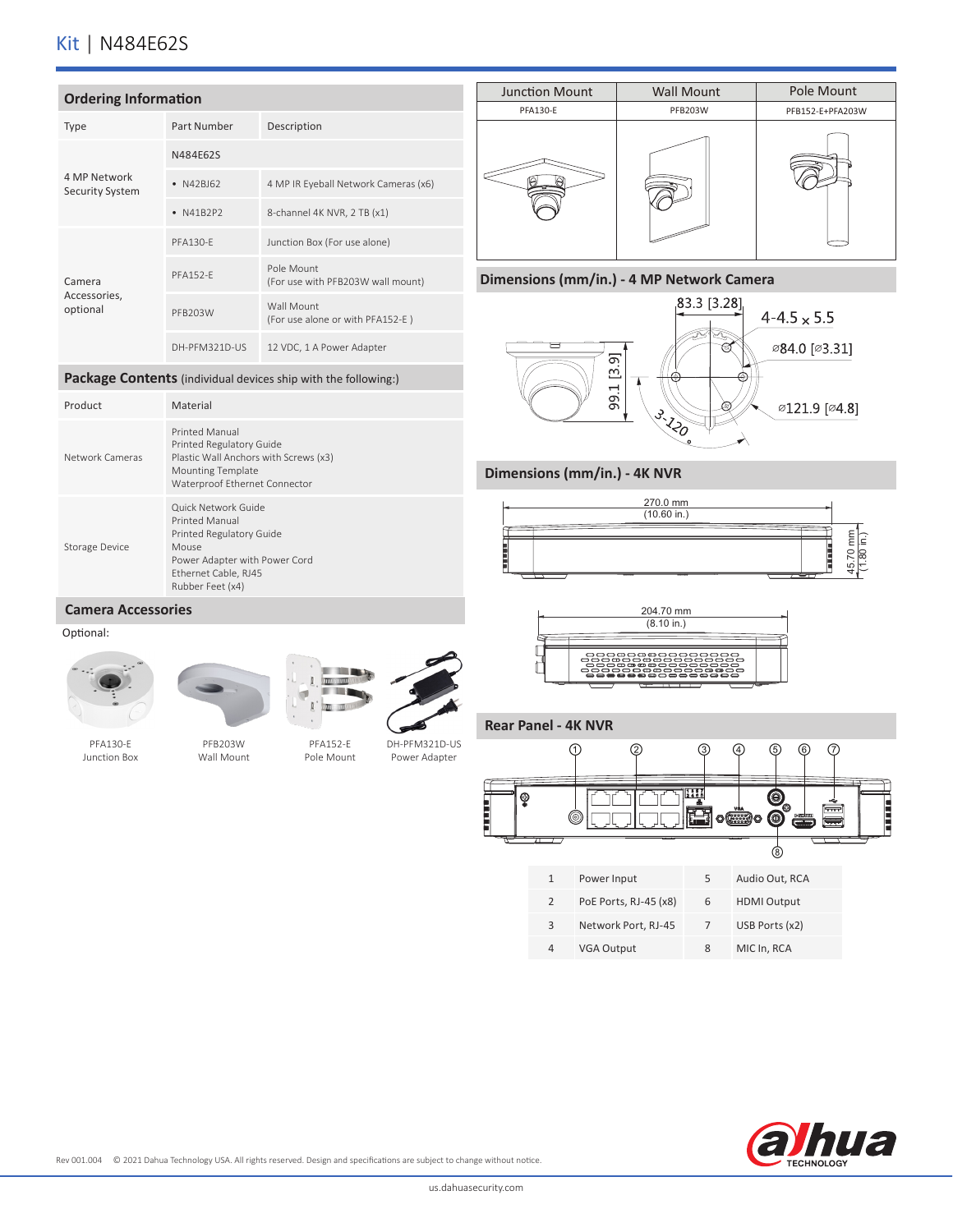# Kit | N484E62S

## Ordering Information

| Type | Part Number | Description |
|---|---|---|
| 4 MP Network Security System | N484E62S | |
| | • N42BJ62 | 4 MP IR Eyeball Network Cameras (x6) |
| | • N41B2P2 | 8-channel 4K NVR, 2 TB (x1) |
| Camera Accessories, optional | PFA130-E | Junction Box (For use alone) |
| | PFA152-E | Pole Mount (For use with PFB203W wall mount) |
| | PFB203W | Wall Mount (For use alone or with PFA152-E ) |
| | DH-PFM321D-US | 12 VDC, 1 A Power Adapter |

## Package Contents (individual devices ship with the following:)

| Product | Material |
|---|---|
| Network Cameras | Printed Manual<br>Printed Regulatory Guide<br>Plastic Wall Anchors with Screws (x3)<br>Mounting Template<br>Waterproof Ethernet Connector |
| Storage Device | Quick Network Guide<br>Printed Manual<br>Printed Regulatory Guide<br>Mouse<br>Power Adapter with Power Cord<br>Ethernet Cable, RJ45<br>Rubber Feet (x4) |

## Camera Accessories

Optional:

PFA130-E
Junction Box

PFB203W
Wall Mount

PFA152-E
Pole Mount

DH-PFM321D-US
Power Adapter

| Junction Mount | Wall Mount | Pole Mount |
|---|---|---|
| PFA130-E | PFB203W | PFB152-E+PFA203W |

## Dimensions (mm/in.) - 4 MP Network Camera

83.3 [3.28]
4-4.5 x 5.5
⌀84.0 [⌀3.31]
99.1 [3.9]
⌀121.9 [⌀4.8]
3-120

## Dimensions (mm/in.) - 4K NVR

270.0 mm
(10.60 in.)
45.70 mm
(1.80 in.)

204.70 mm
(8.10 in.)

## Rear Panel - 4K NVR

| | | | |
|---|---|---|---|
| 1 | Power Input | 5 | Audio Out, RCA |
| 2 | PoE Ports, RJ-45 (x8) | 6 | HDMI Output |
| 3 | Network Port, RJ-45 | 7 | USB Ports (x2) |
| 4 | VGA Output | 8 | MIC In, RCA |

Rev 001.004 © 2021 Dahua Technology USA. All rights reserved. Design and specifications are subject to change without notice.

us.dahuasecurity.com